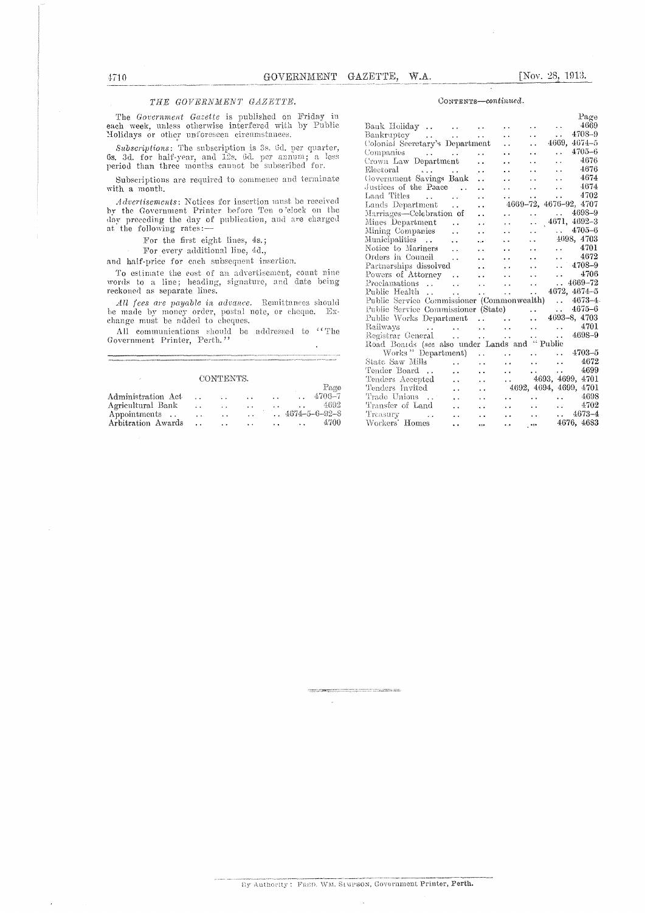## THE GOVERNMENT GAZETTE.

The *Government Gazette* is published on Friday in each week, unless otherwise interfered with by Public Holidays or other unforeseen circumstances.

*Subscriptions*: The subscription is 3s. 6d. per quarter, 6s. 3d. for half-year, and 12s. 6d. per annum; a less period than three months cannot be subscribed for.

Subscriptions are required to commence and terminate with a month.

*Advertisements*: Notices for insertion must be received by the Government Printer before Ten o'clock on the day preceding the day of publication, and are charged at the following rates:—

For the first eight lines, 4s.;

For every additional line, 4d.,

and half-price for each subsequent insertion.

To estimate the cost of an advertisement, count nine words to a line; heading, signature, and date being reckoned as separate lines.

*All fees are payable in advance.* Remittances should be made by money order, postal note, or cheque. Exchange must be added to cheques.

All communications should be addressed to "The Government Printer, Perth."

## CONTENTS.

| | Page |
|---|---|
| Administration Act | 4706–7 |
| Agricultural Bank | 4692 |
| Appointments | 4674–5–6–92–8 |
| Arbitration Awards | 4700 |
| Bank Holiday | 4669 |
| Bankruptcy | 4708–9 |
| Colonial Secretary's Department | 4669, 4674–5 |
| Companies | 4705–6 |
| Crown Law Department | 4676 |
| Electoral | 4676 |
| Government Savings Bank | 4674 |
| Justices of the Peace | 4674 |
| Land Titles | 4702 |
| Lands Department | 4669–72, 4676–92, 4707 |
| Marriages—Celebration of | 4698–9 |
| Mines Department | 4671, 4692–3 |
| Mining Companies | 4705–6 |
| Municipalities | 4698, 4703 |
| Notice to Mariners | 4701 |
| Orders in Council | 4672 |
| Partnerships dissolved | 4708–9 |
| Powers of Attorney | 4706 |
| Proclamations | 4669–72 |
| Public Health | 4672, 4674–5 |
| Public Service Commissioner (Commonwealth) | 4673–4 |
| Public Service Commissioner (State) | 4675–6 |
| Public Works Department | 4693–8, 4703 |
| Railways | 4701 |
| Registrar General | 4698–9 |
| Road Boards (*see* also under Lands and "Public Works" Department) | 4703–5 |
| State Saw Mills | 4672 |
| Tender Board | 4699 |
| Tenders Accepted | 4693, 4699, 4701 |
| Tenders Invited | 4692, 4694, 4699, 4701 |
| Trade Unions | 4698 |
| Transfer of Land | 4702 |
| Treasury | 4673–4 |
| Workers' Homes | 4676, 4683 |

By Authority: Fred. Wm. Simpson, Government Printer, Perth.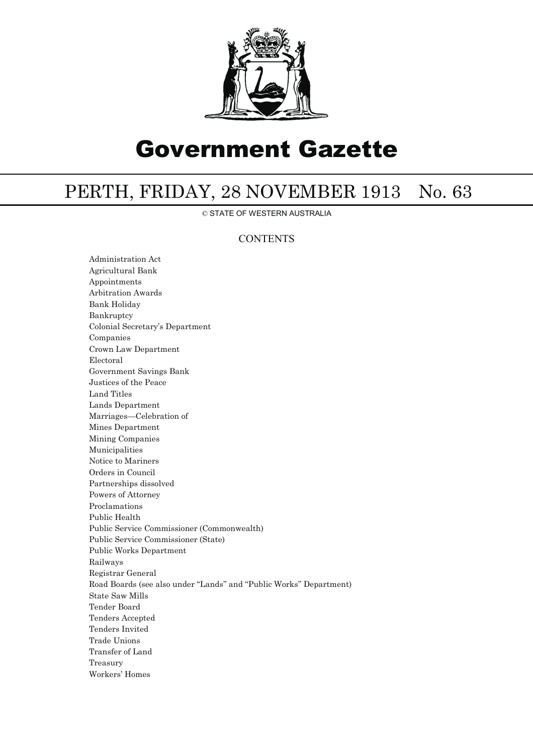# Government Gazette

## PERTH, FRIDAY, 28 NOVEMBER 1913 No. 63

© STATE OF WESTERN AUSTRALIA

### CONTENTS

Administration Act
Agricultural Bank
Appointments
Arbitration Awards
Bank Holiday
Bankruptcy
Colonial Secretary's Department
Companies
Crown Law Department
Electoral
Government Savings Bank
Justices of the Peace
Land Titles
Lands Department
Marriages—Celebration of
Mines Department
Mining Companies
Municipalities
Notice to Mariners
Orders in Council
Partnerships dissolved
Powers of Attorney
Proclamations
Public Health
Public Service Commissioner (Commonwealth)
Public Service Commissioner (State)
Public Works Department
Railways
Registrar General
Road Boards (see also under "Lands" and "Public Works" Department)
State Saw Mills
Tender Board
Tenders Accepted
Tenders Invited
Trade Unions
Transfer of Land
Treasury
Workers' Homes